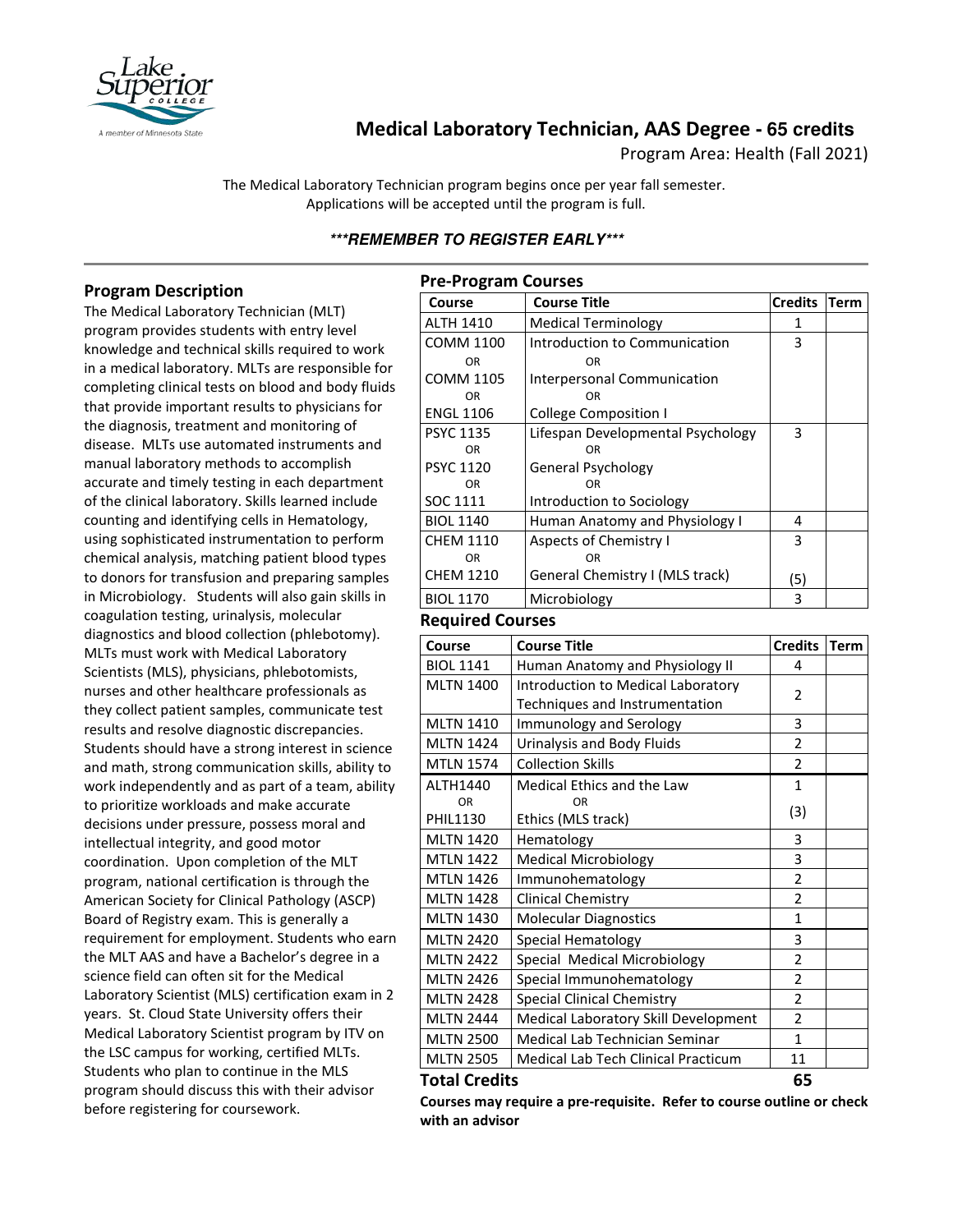# Medical Laboratory Technician, AAS Degree - 65 credits

Program Area: Health (Fall 2021)

The Medical Laboratory Technician program begins once per year fall semester.
Applications will be accepted until the program is full.

***\*\*\*REMEMBER TO REGISTER EARLY\*\*\****

## Program Description

The Medical Laboratory Technician (MLT) program provides students with entry level knowledge and technical skills required to work in a medical laboratory. MLTs are responsible for completing clinical tests on blood and body fluids that provide important results to physicians for the diagnosis, treatment and monitoring of disease. MLTs use automated instruments and manual laboratory methods to accomplish accurate and timely testing in each department of the clinical laboratory. Skills learned include counting and identifying cells in Hematology, using sophisticated instrumentation to perform chemical analysis, matching patient blood types to donors for transfusion and preparing samples in Microbiology. Students will also gain skills in coagulation testing, urinalysis, molecular diagnostics and blood collection (phlebotomy). MLTs must work with Medical Laboratory Scientists (MLS), physicians, phlebotomists, nurses and other healthcare professionals as they collect patient samples, communicate test results and resolve diagnostic discrepancies. Students should have a strong interest in science and math, strong communication skills, ability to work independently and as part of a team, ability to prioritize workloads and make accurate decisions under pressure, possess moral and intellectual integrity, and good motor coordination. Upon completion of the MLT program, national certification is through the American Society for Clinical Pathology (ASCP) Board of Registry exam. This is generally a requirement for employment. Students who earn the MLT AAS and have a Bachelor's degree in a science field can often sit for the Medical Laboratory Scientist (MLS) certification exam in 2 years. St. Cloud State University offers their Medical Laboratory Scientist program by ITV on the LSC campus for working, certified MLTs. Students who plan to continue in the MLS program should discuss this with their advisor before registering for coursework.

## Pre-Program Courses

| Course | Course Title | Credits | Term |
|---|---|---|---|
| ALTH 1410 | Medical Terminology | 1 | |
| COMM 1100<br>OR<br>COMM 1105<br>OR<br>ENGL 1106 | Introduction to Communication<br>OR<br>Interpersonal Communication<br>OR<br>College Composition I | 3 | |
| PSYC 1135<br>OR<br>PSYC 1120<br>OR<br>SOC 1111 | Lifespan Developmental Psychology<br>OR<br>General Psychology<br>OR<br>Introduction to Sociology | 3 | |
| BIOL 1140 | Human Anatomy and Physiology I | 4 | |
| CHEM 1110<br>OR<br>CHEM 1210 | Aspects of Chemistry I<br>OR<br>General Chemistry I (MLS track) | 3<br><br>(5) | |
| BIOL 1170 | Microbiology | 3 | |

## Required Courses

| Course | Course Title | Credits | Term |
|---|---|---|---|
| BIOL 1141 | Human Anatomy and Physiology II | 4 | |
| MLTN 1400 | Introduction to Medical Laboratory Techniques and Instrumentation | 2 | |
| MLTN 1410 | Immunology and Serology | 3 | |
| MLTN 1424 | Urinalysis and Body Fluids | 2 | |
| MTLN 1574 | Collection Skills | 2 | |
| ALTH1440<br>OR<br>PHIL1130 | Medical Ethics and the Law<br>OR<br>Ethics (MLS track) | 1<br>(3) | |
| MLTN 1420 | Hematology | 3 | |
| MTLN 1422 | Medical Microbiology | 3 | |
| MTLN 1426 | Immunohematology | 2 | |
| MLTN 1428 | Clinical Chemistry | 2 | |
| MLTN 1430 | Molecular Diagnostics | 1 | |
| MLTN 2420 | Special Hematology | 3 | |
| MLTN 2422 | Special Medical Microbiology | 2 | |
| MLTN 2426 | Special Immunohematology | 2 | |
| MLTN 2428 | Special Clinical Chemistry | 2 | |
| MLTN 2444 | Medical Laboratory Skill Development | 2 | |
| MLTN 2500 | Medical Lab Technician Seminar | 1 | |
| MLTN 2505 | Medical Lab Tech Clinical Practicum | 11 | |
| **Total Credits** | | **65** | |

**Courses may require a pre-requisite. Refer to course outline or check with an advisor**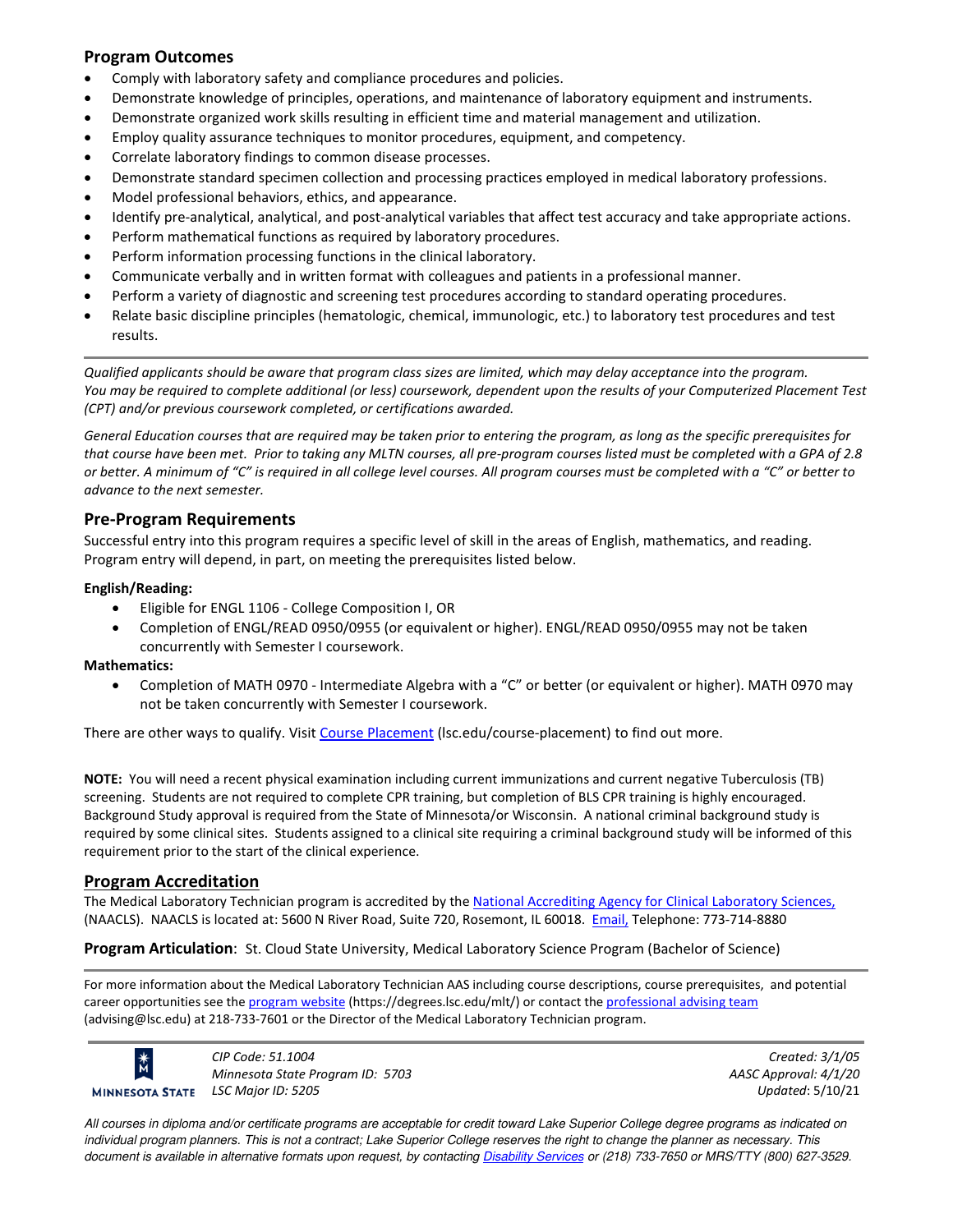## Program Outcomes

- Comply with laboratory safety and compliance procedures and policies.
- Demonstrate knowledge of principles, operations, and maintenance of laboratory equipment and instruments.
- Demonstrate organized work skills resulting in efficient time and material management and utilization.
- Employ quality assurance techniques to monitor procedures, equipment, and competency.
- Correlate laboratory findings to common disease processes.
- Demonstrate standard specimen collection and processing practices employed in medical laboratory professions.
- Model professional behaviors, ethics, and appearance.
- Identify pre-analytical, analytical, and post-analytical variables that affect test accuracy and take appropriate actions.
- Perform mathematical functions as required by laboratory procedures.
- Perform information processing functions in the clinical laboratory.
- Communicate verbally and in written format with colleagues and patients in a professional manner.
- Perform a variety of diagnostic and screening test procedures according to standard operating procedures.
- Relate basic discipline principles (hematologic, chemical, immunologic, etc.) to laboratory test procedures and test results.

---

*Qualified applicants should be aware that program class sizes are limited, which may delay acceptance into the program. You may be required to complete additional (or less) coursework, dependent upon the results of your Computerized Placement Test (CPT) and/or previous coursework completed, or certifications awarded.*

*General Education courses that are required may be taken prior to entering the program, as long as the specific prerequisites for that course have been met. Prior to taking any MLTN courses, all pre-program courses listed must be completed with a GPA of 2.8 or better. A minimum of "C" is required in all college level courses. All program courses must be completed with a "C" or better to advance to the next semester.*

## Pre-Program Requirements

Successful entry into this program requires a specific level of skill in the areas of English, mathematics, and reading. Program entry will depend, in part, on meeting the prerequisites listed below.

**English/Reading:**

- Eligible for ENGL 1106 - College Composition I, OR
- Completion of ENGL/READ 0950/0955 (or equivalent or higher). ENGL/READ 0950/0955 may not be taken concurrently with Semester I coursework.

**Mathematics:**

- Completion of MATH 0970 - Intermediate Algebra with a "C" or better (or equivalent or higher). MATH 0970 may not be taken concurrently with Semester I coursework.

There are other ways to qualify. Visit Course Placement (lsc.edu/course-placement) to find out more.

**NOTE:** You will need a recent physical examination including current immunizations and current negative Tuberculosis (TB) screening. Students are not required to complete CPR training, but completion of BLS CPR training is highly encouraged. Background Study approval is required from the State of Minnesota/or Wisconsin. A national criminal background study is required by some clinical sites. Students assigned to a clinical site requiring a criminal background study will be informed of this requirement prior to the start of the clinical experience.

## Program Accreditation

The Medical Laboratory Technician program is accredited by the National Accrediting Agency for Clinical Laboratory Sciences, (NAACLS). NAACLS is located at: 5600 N River Road, Suite 720, Rosemont, IL 60018. Email, Telephone: 773-714-8880

**Program Articulation**: St. Cloud State University, Medical Laboratory Science Program (Bachelor of Science)

---

For more information about the Medical Laboratory Technician AAS including course descriptions, course prerequisites, and potential career opportunities see the program website (https://degrees.lsc.edu/mlt/) or contact the professional advising team (advising@lsc.edu) at 218-733-7601 or the Director of the Medical Laboratory Technician program.

---

MINNESOTA STATE

*CIP Code: 51.1004*
*Minnesota State Program ID: 5703*
*LSC Major ID: 5205*

*Created: 3/1/05*
*AASC Approval: 4/1/20*
*Updated*: 5/10/21

*All courses in diploma and/or certificate programs are acceptable for credit toward Lake Superior College degree programs as indicated on individual program planners. This is not a contract; Lake Superior College reserves the right to change the planner as necessary. This document is available in alternative formats upon request, by contacting Disability Services or (218) 733-7650 or MRS/TTY (800) 627-3529.*